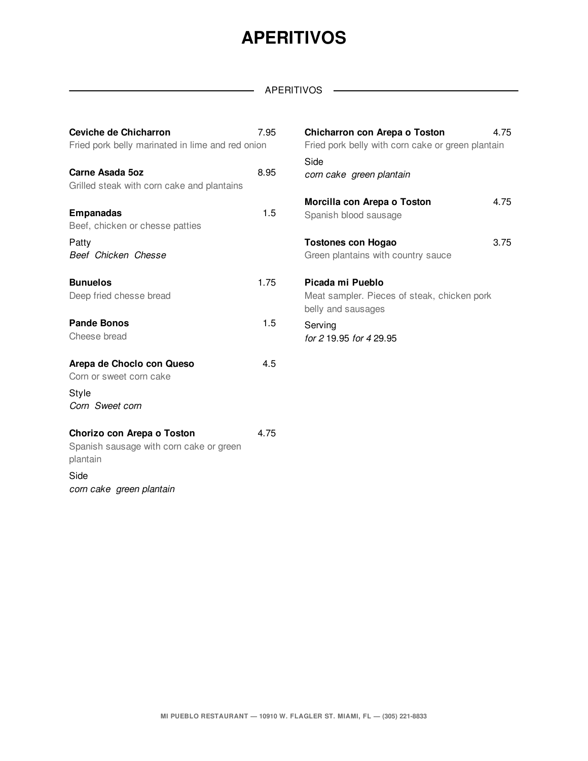# APERITIVOS

## APERITIVOS

**Ceviche de Chicharron** 7.95
Fried pork belly marinated in lime and red onion

**Carne Asada 5oz** 8.95
Grilled steak with corn cake and plantains

**Empanadas** 1.5
Beef, chicken or chesse patties

Patty
*Beef Chicken Chesse*

**Bunuelos** 1.75
Deep fried chesse bread

**Pande Bonos** 1.5
Cheese bread

**Arepa de Choclo con Queso** 4.5
Corn or sweet corn cake

Style
*Corn Sweet corn*

**Chorizo con Arepa o Toston** 4.75
Spanish sausage with corn cake or green plantain

Side
*corn cake green plantain*

**Chicharron con Arepa o Toston** 4.75
Fried pork belly with corn cake or green plantain

Side
*corn cake green plantain*

**Morcilla con Arepa o Toston** 4.75
Spanish blood sausage

**Tostones con Hogao** 3.75
Green plantains with country sauce

**Picada mi Pueblo**
Meat sampler. Pieces of steak, chicken pork belly and sausages

Serving
*for 2* 19.95 *for 4* 29.95

MI PUEBLO RESTAURANT — 10910 W. FLAGLER ST. MIAMI, FL — (305) 221-8833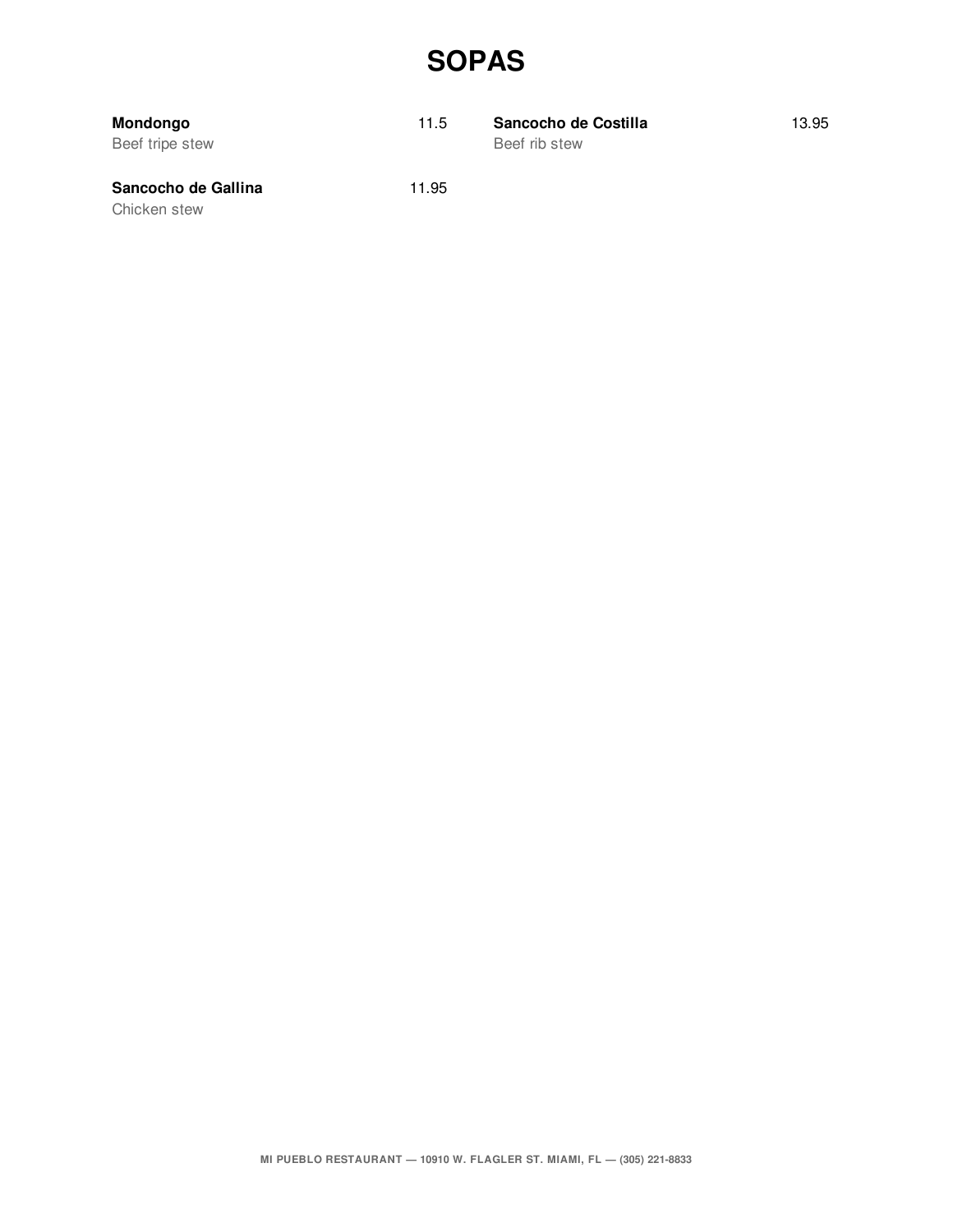# SOPAS

**Mondongo** 11.5
Beef tripe stew

**Sancocho de Gallina** 11.95
Chicken stew

**Sancocho de Costilla** 13.95
Beef rib stew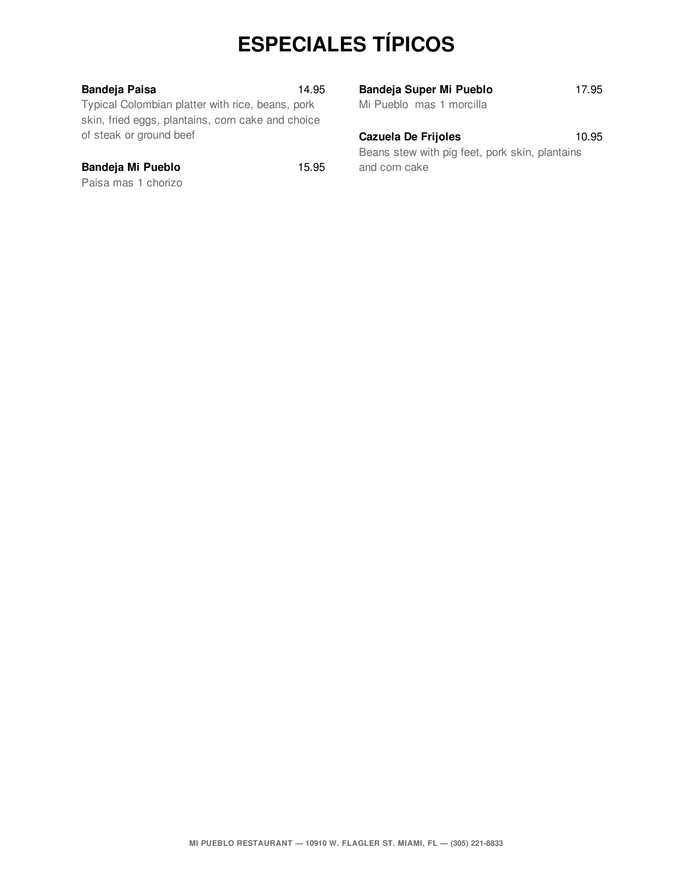# ESPECIALES TÍPICOS

**Bandeja Paisa** 14.95
Typical Colombian platter with rice, beans, pork skin, fried eggs, plantains, corn cake and choice of steak or ground beef

**Bandeja Mi Pueblo** 15.95
Paisa mas 1 chorizo

**Bandeja Super Mi Pueblo** 17.95
Mi Pueblo mas 1 morcilla

**Cazuela De Frijoles** 10.95
Beans stew with pig feet, pork skin, plantains and corn cake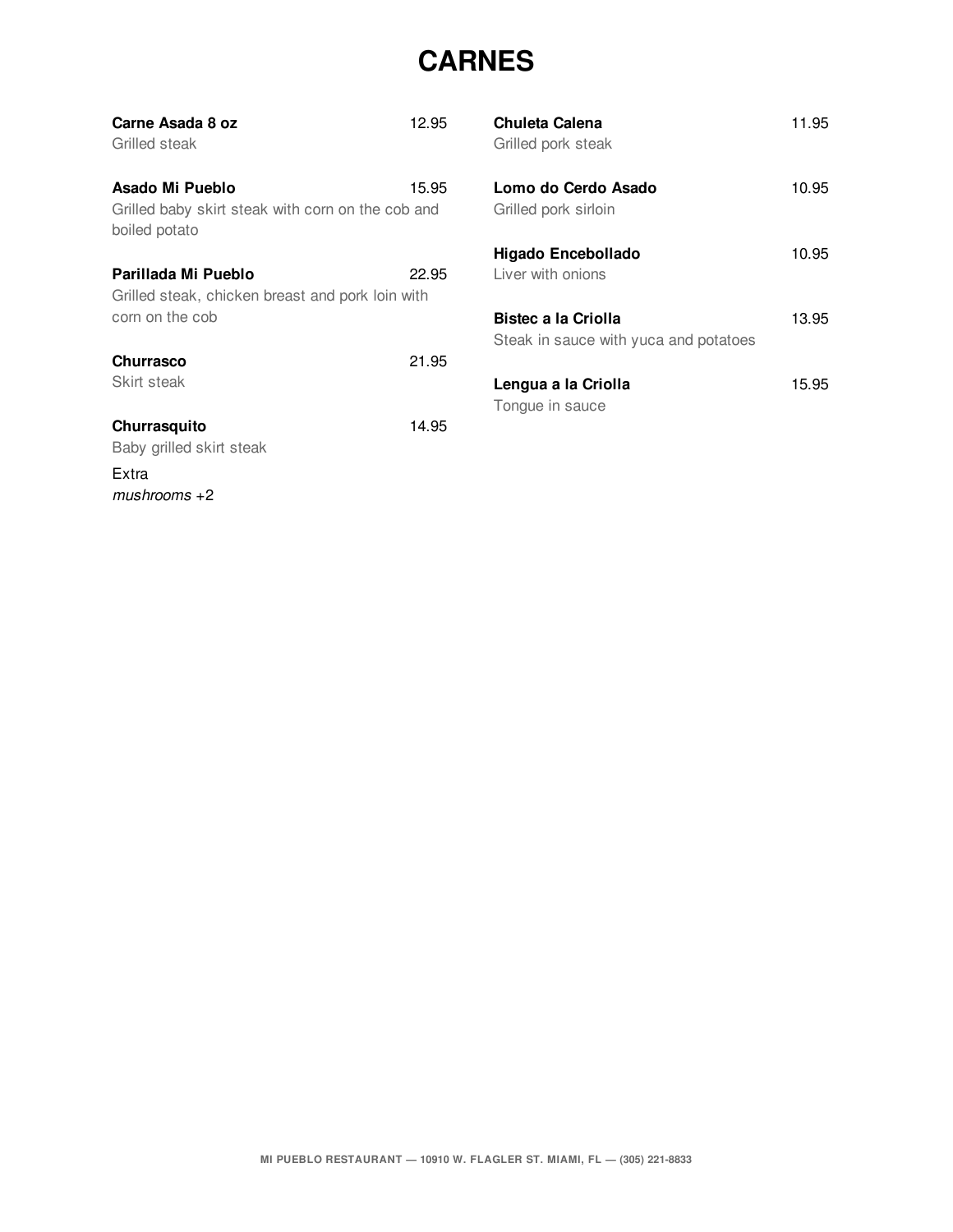# CARNES

**Carne Asada 8 oz** 12.95
Grilled steak

**Asado Mi Pueblo** 15.95
Grilled baby skirt steak with corn on the cob and boiled potato

**Parillada Mi Pueblo** 22.95
Grilled steak, chicken breast and pork loin with corn on the cob

**Churrasco** 21.95
Skirt steak

**Churrasquito** 14.95
Baby grilled skirt steak

Extra
*mushrooms* +2

**Chuleta Calena** 11.95
Grilled pork steak

**Lomo do Cerdo Asado** 10.95
Grilled pork sirloin

**Higado Encebollado** 10.95
Liver with onions

**Bistec a la Criolla** 13.95
Steak in sauce with yuca and potatoes

**Lengua a la Criolla** 15.95
Tongue in sauce

MI PUEBLO RESTAURANT — 10910 W. FLAGLER ST. MIAMI, FL — (305) 221-8833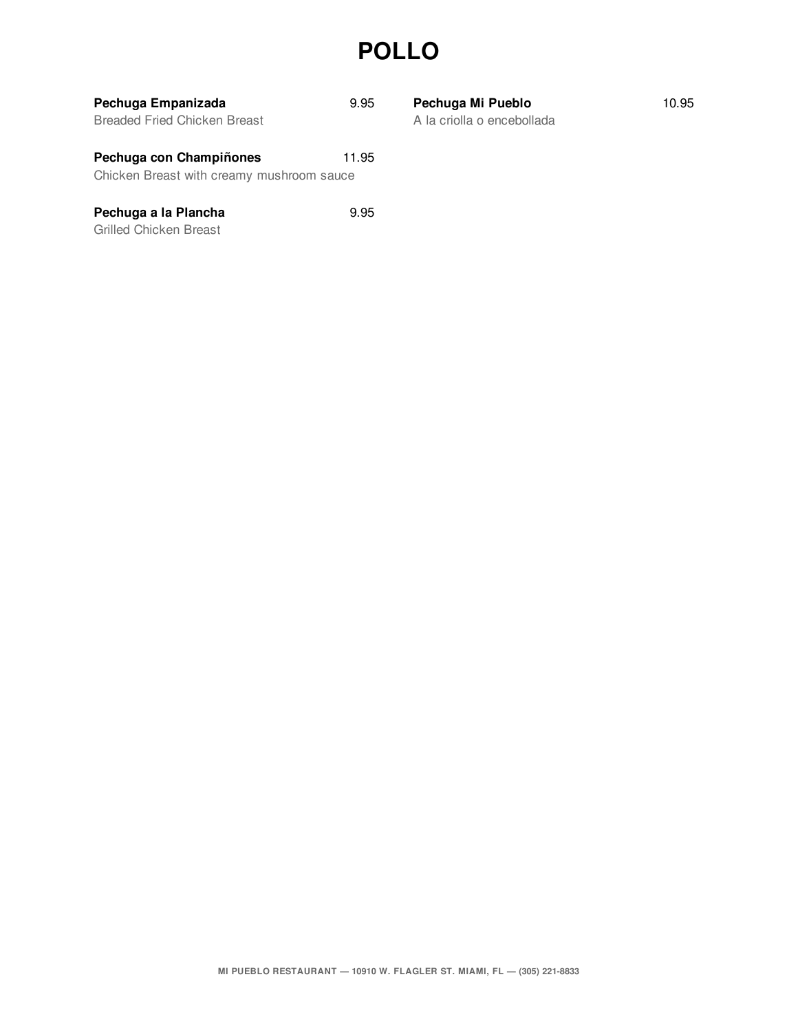# POLLO

**Pechuga Empanizada** 9.95
Breaded Fried Chicken Breast

**Pechuga con Champiñones** 11.95
Chicken Breast with creamy mushroom sauce

**Pechuga a la Plancha** 9.95
Grilled Chicken Breast

**Pechuga Mi Pueblo** 10.95
A la criolla o encebollada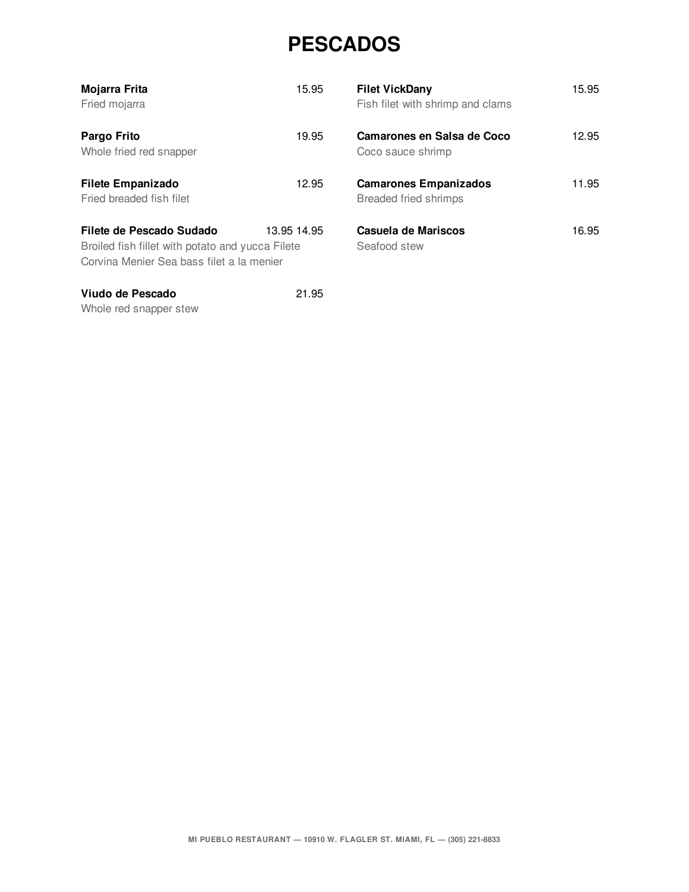# PESCADOS

**Mojarra Frita** 15.95
Fried mojarra

**Pargo Frito** 19.95
Whole fried red snapper

**Filete Empanizado** 12.95
Fried breaded fish filet

**Filete de Pescado Sudado** 13.95 14.95
Broiled fish fillet with potato and yucca Filete Corvina Menier Sea bass filet a la menier

**Viudo de Pescado** 21.95
Whole red snapper stew

**Filet VickDany** 15.95
Fish filet with shrimp and clams

**Camarones en Salsa de Coco** 12.95
Coco sauce shrimp

**Camarones Empanizados** 11.95
Breaded fried shrimps

**Casuela de Mariscos** 16.95
Seafood stew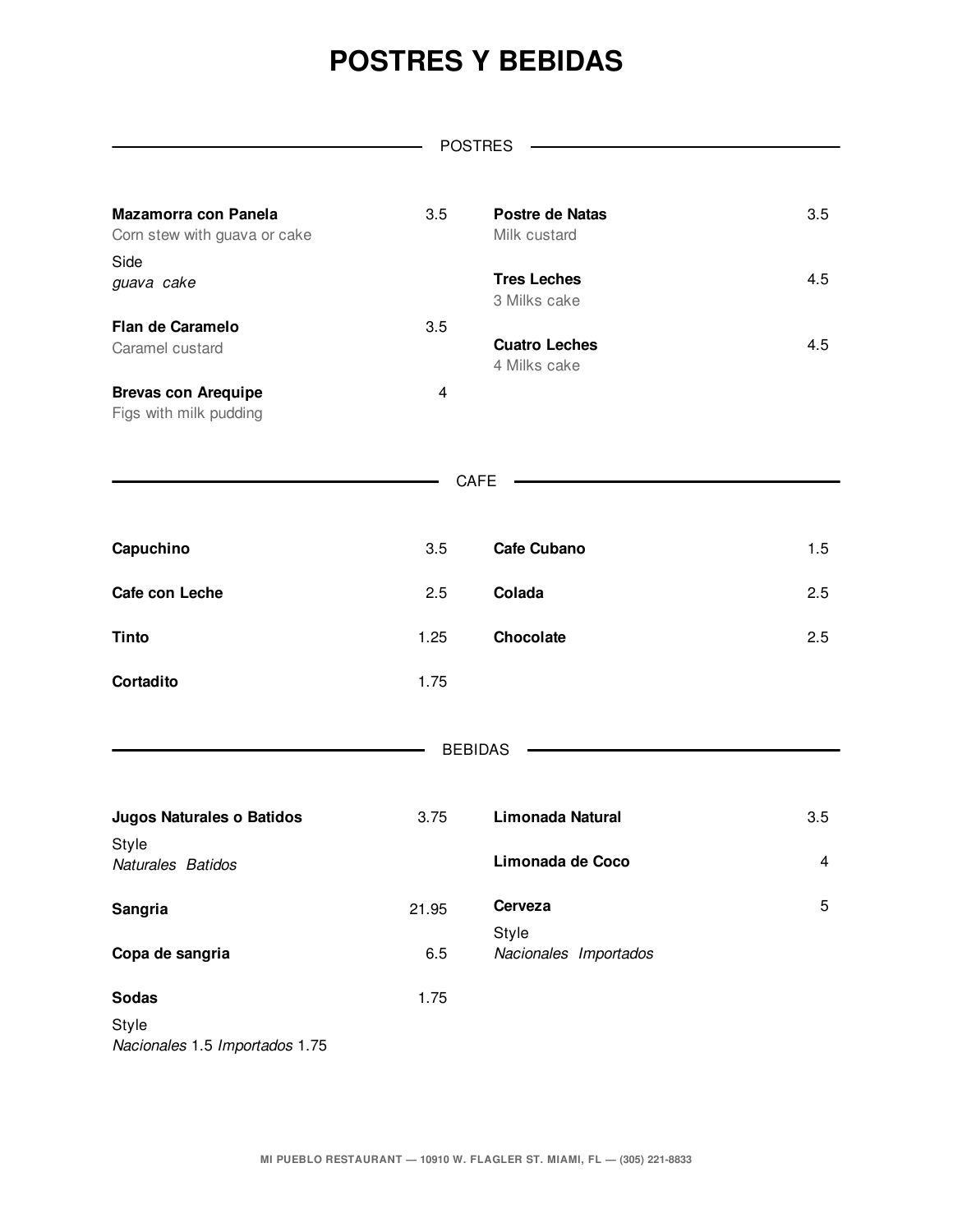# POSTRES Y BEBIDAS

## POSTRES

**Mazamorra con Panela** 3.5
Corn stew with guava or cake

Side
*guava cake*

**Flan de Caramelo** 3.5
Caramel custard

**Brevas con Arequipe** 4
Figs with milk pudding

**Postre de Natas** 3.5
Milk custard

**Tres Leches** 4.5
3 Milks cake

**Cuatro Leches** 4.5
4 Milks cake

## CAFE

**Capuchino** 3.5

**Cafe con Leche** 2.5

**Tinto** 1.25

**Cortadito** 1.75

**Cafe Cubano** 1.5

**Colada** 2.5

**Chocolate** 2.5

## BEBIDAS

**Jugos Naturales o Batidos** 3.75

Style
*Naturales Batidos*

**Sangria** 21.95

**Copa de sangria** 6.5

**Sodas** 1.75

Style
*Nacionales* 1.5 *Importados* 1.75

**Limonada Natural** 3.5

**Limonada de Coco** 4

**Cerveza** 5

Style
*Nacionales Importados*

MI PUEBLO RESTAURANT — 10910 W. FLAGLER ST. MIAMI, FL — (305) 221-8833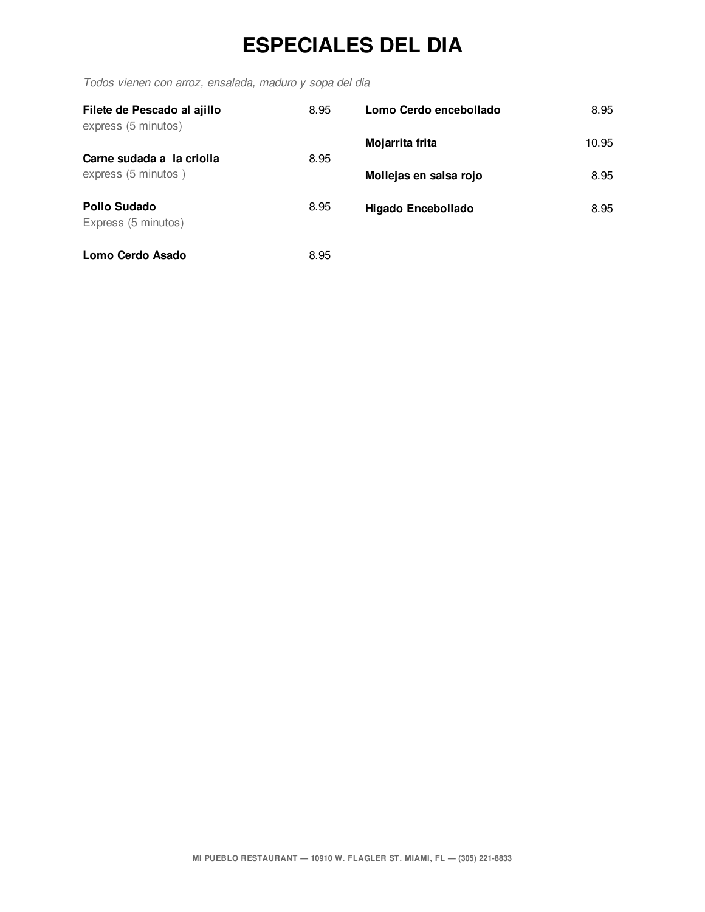# ESPECIALES DEL DIA

*Todos vienen con arroz, ensalada, maduro y sopa del dia*

**Filete de Pescado al ajillo** 8.95
express (5 minutos)

**Carne sudada a la criolla** 8.95
express (5 minutos )

**Pollo Sudado** 8.95
Express (5 minutos)

**Lomo Cerdo Asado** 8.95

**Lomo Cerdo encebollado** 8.95

**Mojarrita frita** 10.95

**Mollejas en salsa rojo** 8.95

**Higado Encebollado** 8.95

MI PUEBLO RESTAURANT — 10910 W. FLAGLER ST. MIAMI, FL — (305) 221-8833